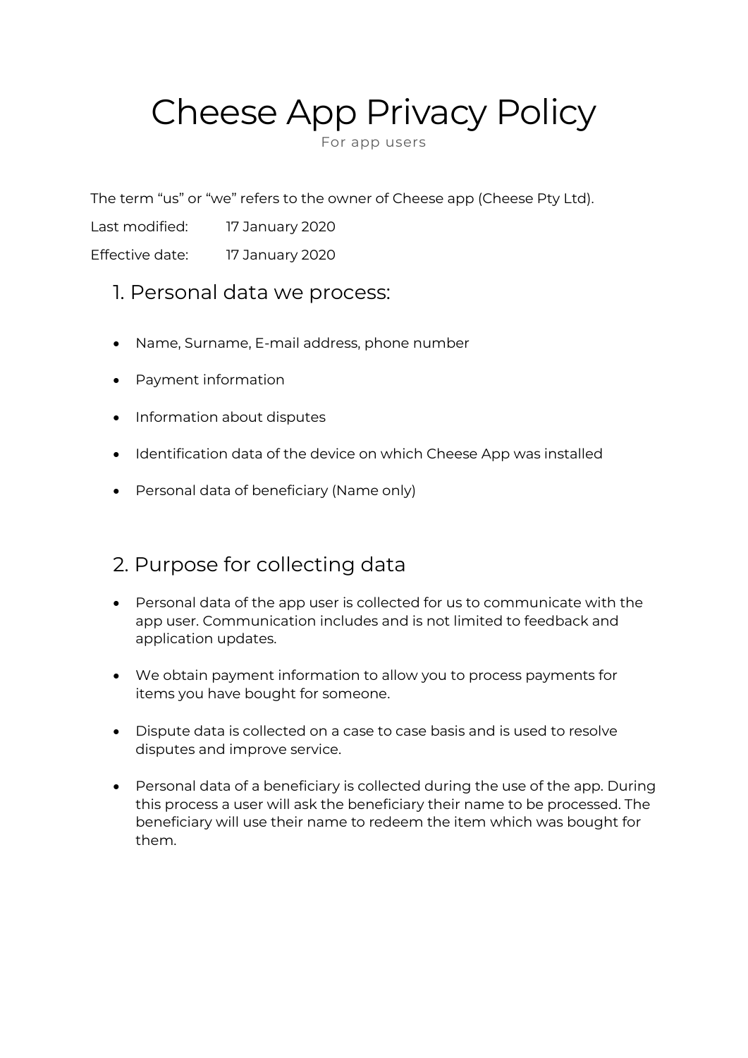# Cheese App Privacy Policy

For app users

The term "us" or "we" refers to the owner of Cheese app (Cheese Pty Ltd).

Last modified: 17 January 2020

Effective date: 17 January 2020

## 1. Personal data we process:

- Name, Surname, E-mail address, phone number
- Payment information
- Information about disputes
- Identification data of the device on which Cheese App was installed
- Personal data of beneficiary (Name only)

## 2. Purpose for collecting data

- Personal data of the app user is collected for us to communicate with the app user. Communication includes and is not limited to feedback and application updates.
- We obtain payment information to allow you to process payments for items you have bought for someone.
- Dispute data is collected on a case to case basis and is used to resolve disputes and improve service.
- Personal data of a beneficiary is collected during the use of the app. During this process a user will ask the beneficiary their name to be processed. The beneficiary will use their name to redeem the item which was bought for them.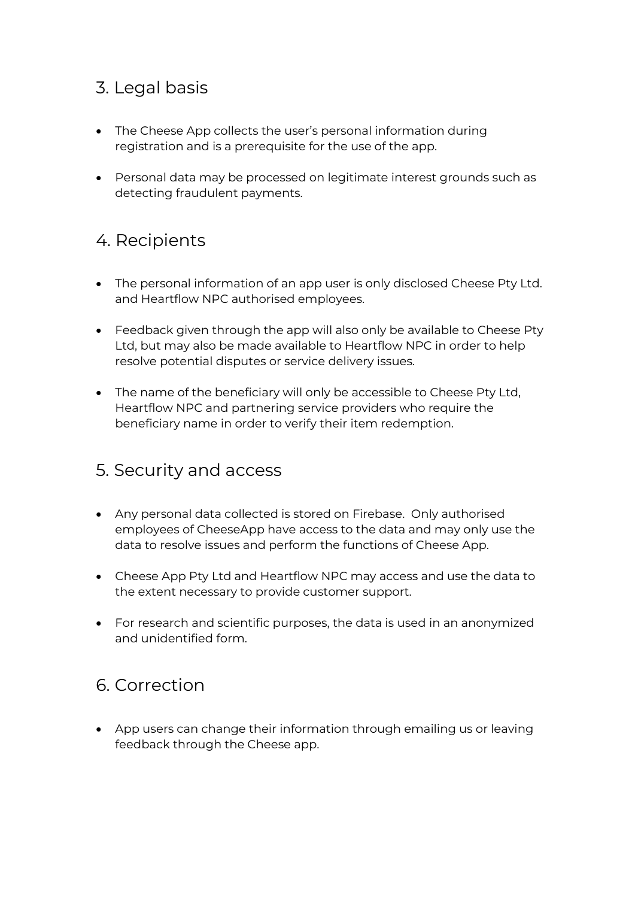## 3. Legal basis

- The Cheese App collects the user's personal information during registration and is a prerequisite for the use of the app.
- Personal data may be processed on legitimate interest grounds such as detecting fraudulent payments.

## 4. Recipients

- The personal information of an app user is only disclosed Cheese Pty Ltd. and Heartflow NPC authorised employees.
- Feedback given through the app will also only be available to Cheese Pty Ltd, but may also be made available to Heartflow NPC in order to help resolve potential disputes or service delivery issues.
- The name of the beneficiary will only be accessible to Cheese Pty Ltd, Heartflow NPC and partnering service providers who require the beneficiary name in order to verify their item redemption.

## 5. Security and access

- Any personal data collected is stored on Firebase. Only authorised employees of CheeseApp have access to the data and may only use the data to resolve issues and perform the functions of Cheese App.
- Cheese App Pty Ltd and Heartflow NPC may access and use the data to the extent necessary to provide customer support.
- For research and scientific purposes, the data is used in an anonymized and unidentified form.

## 6. Correction

- App users can change their information through emailing us or leaving feedback through the Cheese app.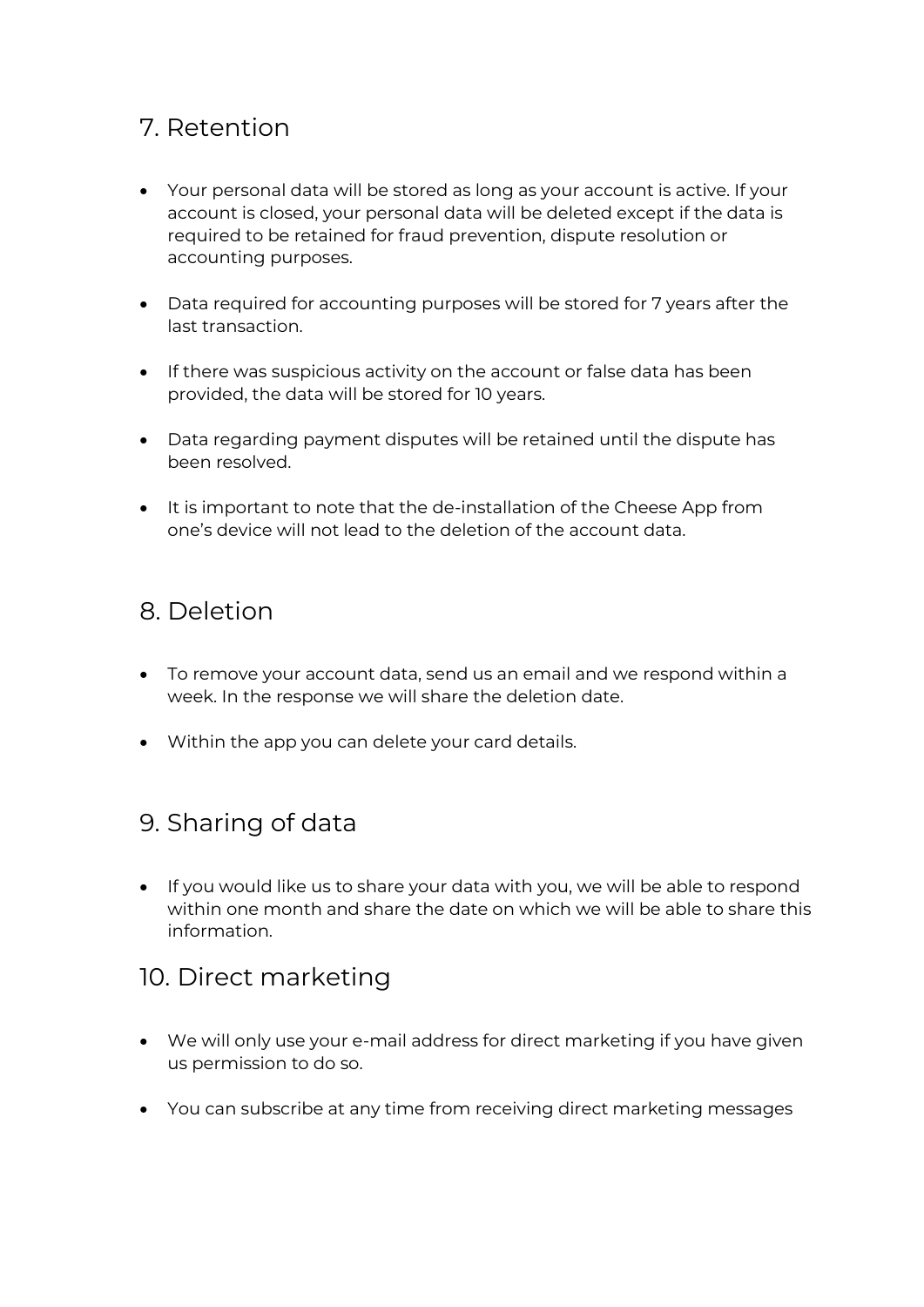## 7. Retention

- Your personal data will be stored as long as your account is active. If your account is closed, your personal data will be deleted except if the data is required to be retained for fraud prevention, dispute resolution or accounting purposes.

- Data required for accounting purposes will be stored for 7 years after the last transaction.

- If there was suspicious activity on the account or false data has been provided, the data will be stored for 10 years.

- Data regarding payment disputes will be retained until the dispute has been resolved.

- It is important to note that the de-installation of the Cheese App from one's device will not lead to the deletion of the account data.

## 8. Deletion

- To remove your account data, send us an email and we respond within a week. In the response we will share the deletion date.

- Within the app you can delete your card details.

## 9. Sharing of data

- If you would like us to share your data with you, we will be able to respond within one month and share the date on which we will be able to share this information.

## 10. Direct marketing

- We will only use your e-mail address for direct marketing if you have given us permission to do so.

- You can subscribe at any time from receiving direct marketing messages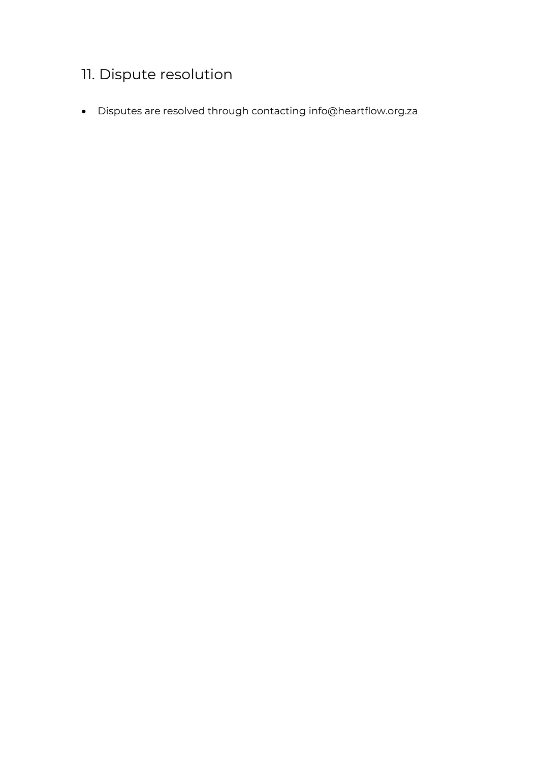## 11. Dispute resolution

- Disputes are resolved through contacting info@heartflow.org.za